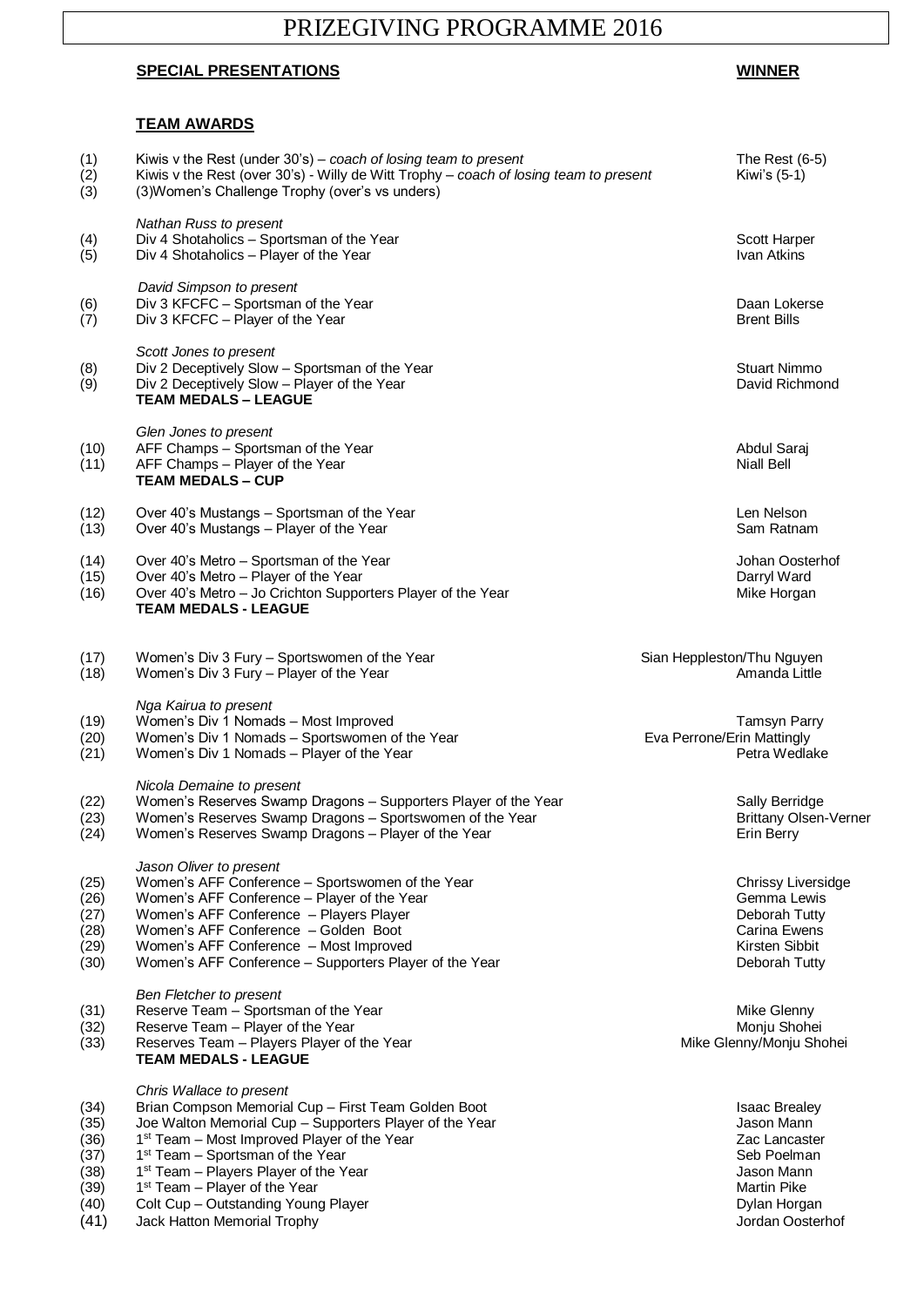# PRIZEGIVING PROGRAMME 2016

| | **SPECIAL PRESENTATIONS** | **WINNER** |
|---|---|---|
| | **TEAM AWARDS** | |
| (1) | Kiwis v the Rest (under 30's) – *coach of losing team to present* | The Rest (6-5) |
| (2) | Kiwis v the Rest (over 30's) - Willy de Witt Trophy – *coach of losing team to present* | Kiwi's (5-1) |
| (3) | (3)Women's Challenge Trophy (over's vs unders) | |
| | *Nathan Russ to present* | |
| (4) | Div 4 Shotaholics – Sportsman of the Year | Scott Harper |
| (5) | Div 4 Shotaholics – Player of the Year | Ivan Atkins |
| | *David Simpson to present* | |
| (6) | Div 3 KFCFC – Sportsman of the Year | Daan Lokerse |
| (7) | Div 3 KFCFC – Player of the Year | Brent Bills |
| | *Scott Jones to present* | |
| (8) | Div 2 Deceptively Slow – Sportsman of the Year | Stuart Nimmo |
| (9) | Div 2 Deceptively Slow – Player of the Year | David Richmond |
| | **TEAM MEDALS – LEAGUE** | |
| | *Glen Jones to present* | |
| (10) | AFF Champs – Sportsman of the Year | Abdul Saraj |
| (11) | AFF Champs – Player of the Year | Niall Bell |
| | **TEAM MEDALS – CUP** | |
| (12) | Over 40's Mustangs – Sportsman of the Year | Len Nelson |
| (13) | Over 40's Mustangs – Player of the Year | Sam Ratnam |
| (14) | Over 40's Metro – Sportsman of the Year | Johan Oosterhof |
| (15) | Over 40's Metro – Player of the Year | Darryl Ward |
| (16) | Over 40's Metro – Jo Crichton Supporters Player of the Year | Mike Horgan |
| | **TEAM MEDALS - LEAGUE** | |
| (17) | Women's Div 3 Fury – Sportswomen of the Year | Sian Heppleston/Thu Nguyen |
| (18) | Women's Div 3 Fury – Player of the Year | Amanda Little |
| | *Nga Kairua to present* | |
| (19) | Women's Div 1 Nomads – Most Improved | Tamsyn Parry |
| (20) | Women's Div 1 Nomads – Sportswomen of the Year | Eva Perrone/Erin Mattingly |
| (21) | Women's Div 1 Nomads – Player of the Year | Petra Wedlake |
| | *Nicola Demaine to present* | |
| (22) | Women's Reserves Swamp Dragons – Supporters Player of the Year | Sally Berridge |
| (23) | Women's Reserves Swamp Dragons – Sportswomen of the Year | Brittany Olsen-Verner |
| (24) | Women's Reserves Swamp Dragons – Player of the Year | Erin Berry |
| | *Jason Oliver to present* | |
| (25) | Women's AFF Conference – Sportswomen of the Year | Chrissy Liversidge |
| (26) | Women's AFF Conference – Player of the Year | Gemma Lewis |
| (27) | Women's AFF Conference – Players Player | Deborah Tutty |
| (28) | Women's AFF Conference – Golden Boot | Carina Ewens |
| (29) | Women's AFF Conference – Most Improved | Kirsten Sibbit |
| (30) | Women's AFF Conference – Supporters Player of the Year | Deborah Tutty |
| | *Ben Fletcher to present* | |
| (31) | Reserve Team – Sportsman of the Year | Mike Glenny |
| (32) | Reserve Team – Player of the Year | Monju Shohei |
| (33) | Reserves Team – Players Player of the Year | Mike Glenny/Monju Shohei |
| | **TEAM MEDALS - LEAGUE** | |
| | *Chris Wallace to present* | |
| (34) | Brian Compson Memorial Cup – First Team Golden Boot | Isaac Brealey |
| (35) | Joe Walton Memorial Cup – Supporters Player of the Year | Jason Mann |
| (36) | 1st Team – Most Improved Player of the Year | Zac Lancaster |
| (37) | 1st Team – Sportsman of the Year | Seb Poelman |
| (38) | 1st Team – Players Player of the Year | Jason Mann |
| (39) | 1st Team – Player of the Year | Martin Pike |
| (40) | Colt Cup – Outstanding Young Player | Dylan Horgan |
| (41) | Jack Hatton Memorial Trophy | Jordan Oosterhof |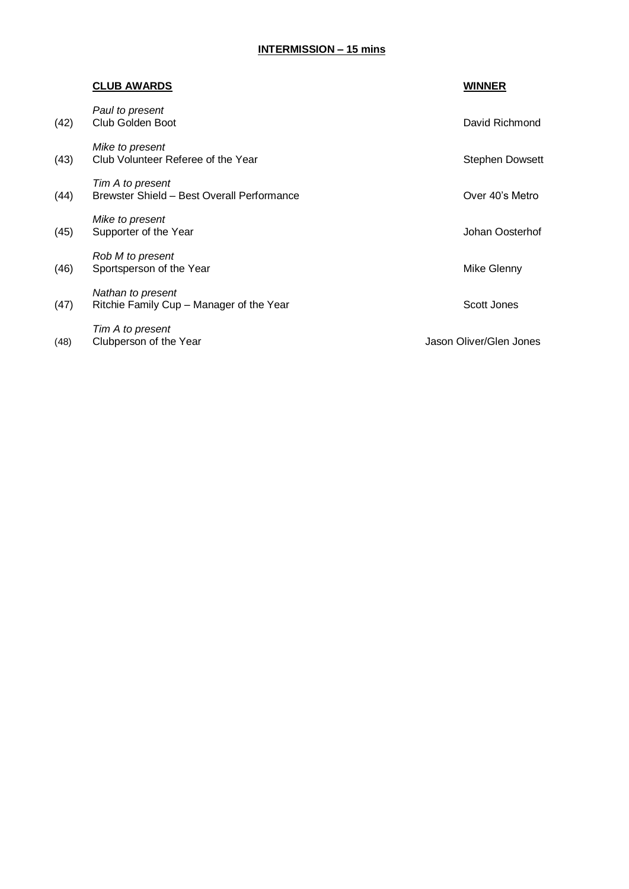**INTERMISSION – 15 mins**

| | **CLUB AWARDS** | **WINNER** |
|---|---|---|
| (42) | *Paul to present*<br>Club Golden Boot | David Richmond |
| (43) | *Mike to present*<br>Club Volunteer Referee of the Year | Stephen Dowsett |
| (44) | *Tim A to present*<br>Brewster Shield – Best Overall Performance | Over 40's Metro |
| (45) | *Mike to present*<br>Supporter of the Year | Johan Oosterhof |
| (46) | *Rob M to present*<br>Sportsperson of the Year | Mike Glenny |
| (47) | *Nathan to present*<br>Ritchie Family Cup – Manager of the Year | Scott Jones |
| (48) | *Tim A to present*<br>Clubperson of the Year | Jason Oliver/Glen Jones |